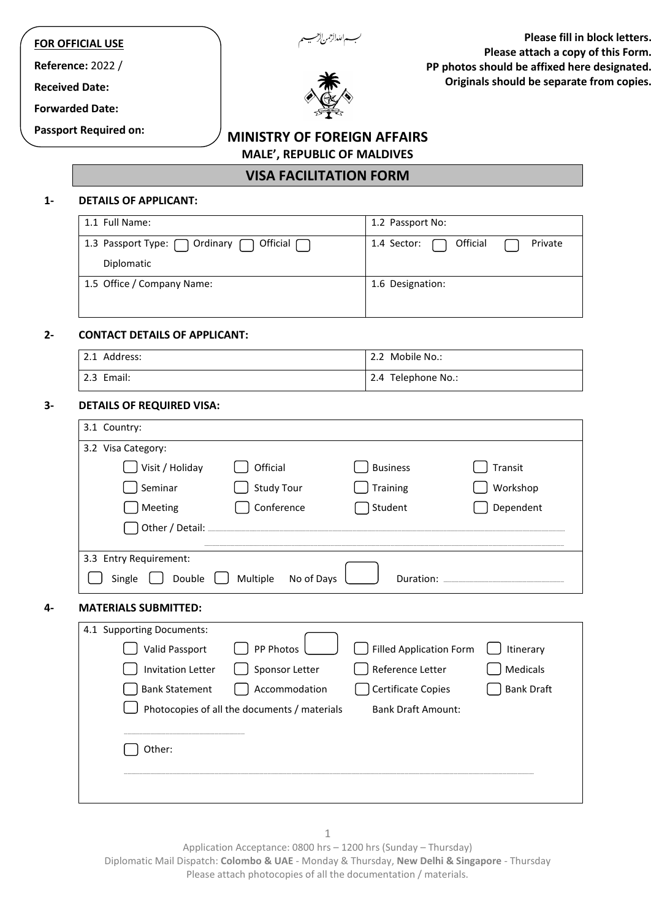**FOR OFFICIAL USE**

**Reference:** 2022 /

**Received Date:**

**Forwarded Date:**

**Passport Required on:**

بسم الله الرحمن الرحيم

**Please fill in block letters.**
**Please attach a copy of this Form.**
**PP photos should be affixed here designated.**
**Originals should be separate from copies.**

# MINISTRY OF FOREIGN AFFAIRS

**MALE', REPUBLIC OF MALDIVES**

## VISA FACILITATION FORM

### 1- DETAILS OF APPLICANT:

| 1.1 Full Name: | 1.2 Passport No: |
|---|---|
| 1.3 Passport Type: ☐ Ordinary ☐ Official ☐ Diplomatic | 1.4 Sector: ☐ Official ☐ Private |
| 1.5 Office / Company Name: | 1.6 Designation: |

### 2- CONTACT DETAILS OF APPLICANT:

| 2.1 Address: | 2.2 Mobile No.: |
|---|---|
| 2.3 Email: | 2.4 Telephone No.: |

### 3- DETAILS OF REQUIRED VISA:

3.1 Country:

3.2 Visa Category:

| | | | |
|---|---|---|---|
| ☐ Visit / Holiday | ☐ Official | ☐ Business | ☐ Transit |
| ☐ Seminar | ☐ Study Tour | ☐ Training | ☐ Workshop |
| ☐ Meeting | ☐ Conference | ☐ Student | ☐ Dependent |

☐ Other / Detail: ..............................

3.3 Entry Requirement:

☐ Single ☐ Double ☐ Multiple No of Days ☐ Duration: ..............................

### 4- MATERIALS SUBMITTED:

4.1 Supporting Documents:

| | | | |
|---|---|---|---|
| ☐ Valid Passport | ☐ PP Photos ☐ | ☐ Filled Application Form | ☐ Itinerary |
| ☐ Invitation Letter | ☐ Sponsor Letter | ☐ Reference Letter | ☐ Medicals |
| ☐ Bank Statement | ☐ Accommodation | ☐ Certificate Copies | ☐ Bank Draft |

☐ Photocopies of all the documents / materials Bank Draft Amount: ..............................

☐ Other:

..............................

Application Acceptance: 0800 hrs – 1200 hrs (Sunday – Thursday)
Diplomatic Mail Dispatch: **Colombo & UAE** - Monday & Thursday, **New Delhi & Singapore** - Thursday
Please attach photocopies of all the documentation / materials.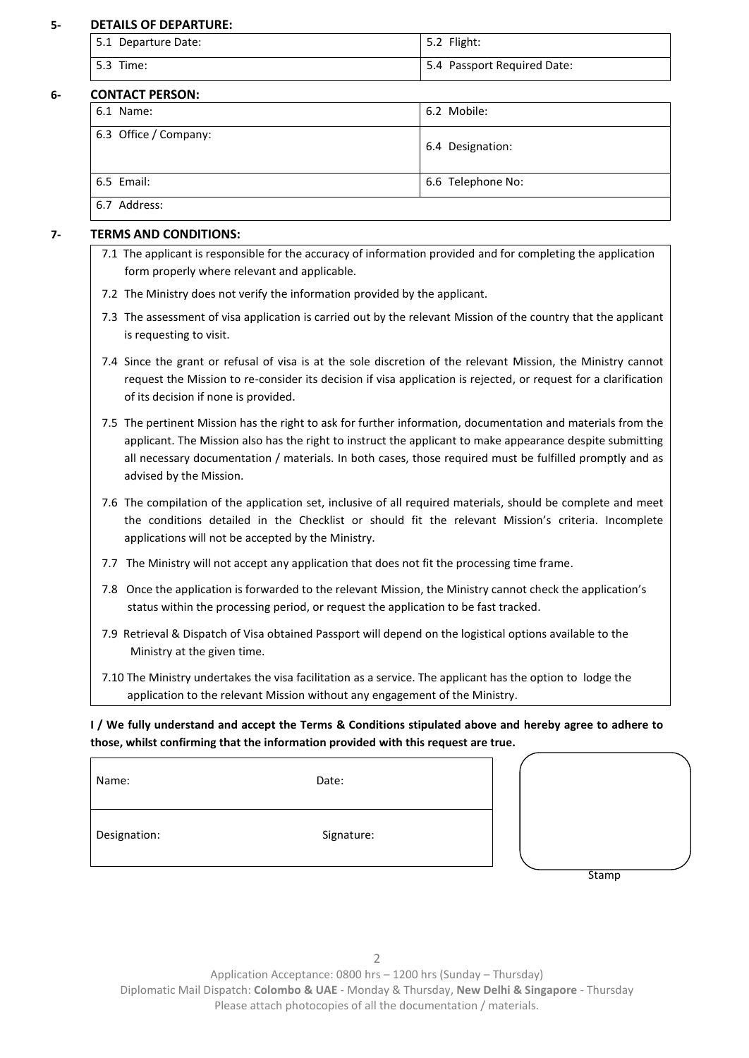## 5- DETAILS OF DEPARTURE:

| | |
|---|---|
| 5.1 Departure Date: | 5.2 Flight: |
| 5.3 Time: | 5.4 Passport Required Date: |

## 6- CONTACT PERSON:

| | |
|---|---|
| 6.1 Name: | 6.2 Mobile: |
| 6.3 Office / Company: | 6.4 Designation: |
| 6.5 Email: | 6.6 Telephone No: |
| 6.7 Address: | |

## 7- TERMS AND CONDITIONS:

7.1 The applicant is responsible for the accuracy of information provided and for completing the application form properly where relevant and applicable.

7.2 The Ministry does not verify the information provided by the applicant.

7.3 The assessment of visa application is carried out by the relevant Mission of the country that the applicant is requesting to visit.

7.4 Since the grant or refusal of visa is at the sole discretion of the relevant Mission, the Ministry cannot request the Mission to re-consider its decision if visa application is rejected, or request for a clarification of its decision if none is provided.

7.5 The pertinent Mission has the right to ask for further information, documentation and materials from the applicant. The Mission also has the right to instruct the applicant to make appearance despite submitting all necessary documentation / materials. In both cases, those required must be fulfilled promptly and as advised by the Mission.

7.6 The compilation of the application set, inclusive of all required materials, should be complete and meet the conditions detailed in the Checklist or should fit the relevant Mission's criteria. Incomplete applications will not be accepted by the Ministry.

7.7 The Ministry will not accept any application that does not fit the processing time frame.

7.8 Once the application is forwarded to the relevant Mission, the Ministry cannot check the application's status within the processing period, or request the application to be fast tracked.

7.9 Retrieval & Dispatch of Visa obtained Passport will depend on the logistical options available to the Ministry at the given time.

7.10 The Ministry undertakes the visa facilitation as a service. The applicant has the option to lodge the application to the relevant Mission without any engagement of the Ministry.

**I / We fully understand and accept the Terms & Conditions stipulated above and hereby agree to adhere to those, whilst confirming that the information provided with this request are true.**

| | |
|---|---|
| Name: | Date: |
| Designation: | Signature: |

Stamp

Application Acceptance: 0800 hrs – 1200 hrs (Sunday – Thursday)
Diplomatic Mail Dispatch: **Colombo & UAE** - Monday & Thursday, **New Delhi & Singapore** - Thursday
Please attach photocopies of all the documentation / materials.